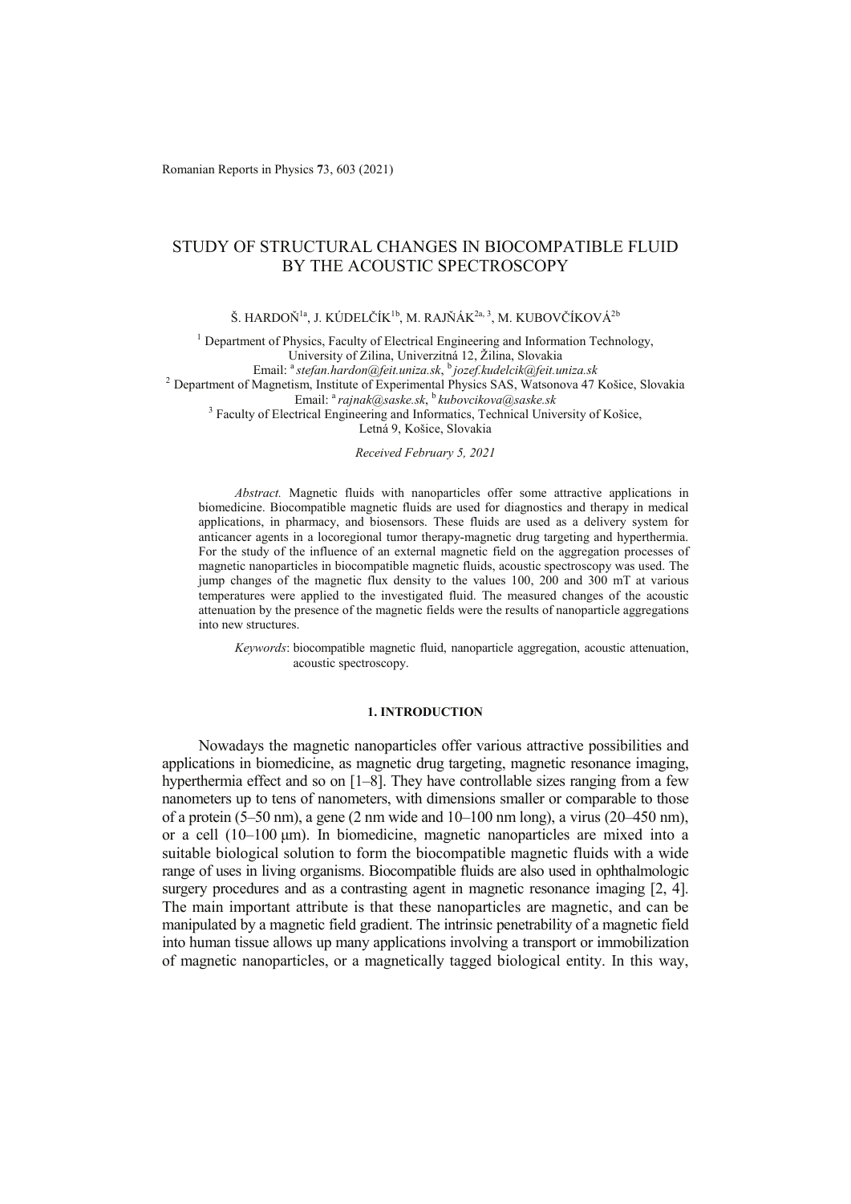# STUDY OF STRUCTURAL CHANGES IN BIOCOMPATIBLE FLUID BY THE ACOUSTIC SPECTROSCOPY

Š. HARDOŇ[1a], J. KÚDELČÍK[1b], M. RAJŇÁK[2a, 3], M. KUBOVČÍKOVÁ[2b]

[1] Department of Physics, Faculty of Electrical Engineering and Information Technology, University of Zilina, Univerzitná 12, Žilina, Slovakia
Email: [a] *stefan.hardon@feit.uniza.sk*, [b] *jozef.kudelcik@feit.uniza.sk*

[2] Department of Magnetism, Institute of Experimental Physics SAS, Watsonova 47 Košice, Slovakia
Email: [a] *rajnak@saske.sk*, [b] *kubovcikova@saske.sk*

[3] Faculty of Electrical Engineering and Informatics, Technical University of Košice, Letná 9, Košice, Slovakia

*Received February 5, 2021*

*Abstract.* Magnetic fluids with nanoparticles offer some attractive applications in biomedicine. Biocompatible magnetic fluids are used for diagnostics and therapy in medical applications, in pharmacy, and biosensors. These fluids are used as a delivery system for anticancer agents in a locoregional tumor therapy-magnetic drug targeting and hyperthermia. For the study of the influence of an external magnetic field on the aggregation processes of magnetic nanoparticles in biocompatible magnetic fluids, acoustic spectroscopy was used. The jump changes of the magnetic flux density to the values 100, 200 and 300 mT at various temperatures were applied to the investigated fluid. The measured changes of the acoustic attenuation by the presence of the magnetic fields were the results of nanoparticle aggregations into new structures.

*Keywords*: biocompatible magnetic fluid, nanoparticle aggregation, acoustic attenuation, acoustic spectroscopy.

## 1. INTRODUCTION

Nowadays the magnetic nanoparticles offer various attractive possibilities and applications in biomedicine, as magnetic drug targeting, magnetic resonance imaging, hyperthermia effect and so on [1–8]. They have controllable sizes ranging from a few nanometers up to tens of nanometers, with dimensions smaller or comparable to those of a protein (5–50 nm), a gene (2 nm wide and 10–100 nm long), a virus (20–450 nm), or a cell (10–100 μm). In biomedicine, magnetic nanoparticles are mixed into a suitable biological solution to form the biocompatible magnetic fluids with a wide range of uses in living organisms. Biocompatible fluids are also used in ophthalmologic surgery procedures and as a contrasting agent in magnetic resonance imaging [2, 4]. The main important attribute is that these nanoparticles are magnetic, and can be manipulated by a magnetic field gradient. The intrinsic penetrability of a magnetic field into human tissue allows up many applications involving a transport or immobilization of magnetic nanoparticles, or a magnetically tagged biological entity. In this way,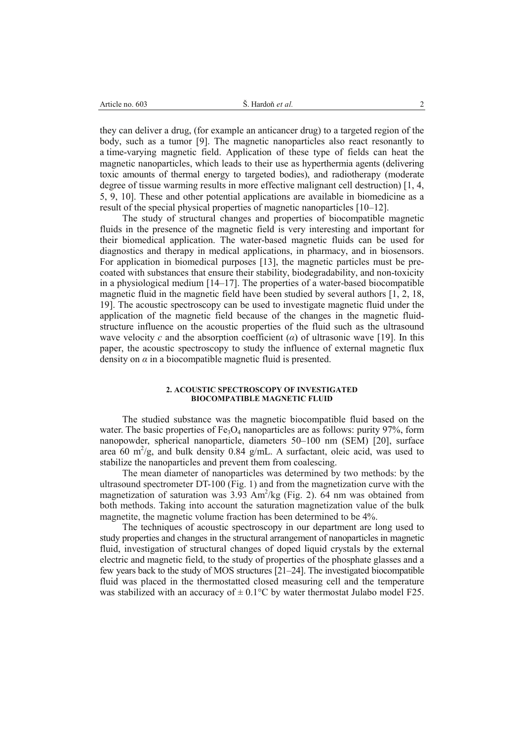they can deliver a drug, (for example an anticancer drug) to a targeted region of the body, such as a tumor [9]. The magnetic nanoparticles also react resonantly to a time-varying magnetic field. Application of these type of fields can heat the magnetic nanoparticles, which leads to their use as hyperthermia agents (delivering toxic amounts of thermal energy to targeted bodies), and radiotherapy (moderate degree of tissue warming results in more effective malignant cell destruction) [1, 4, 5, 9, 10]. These and other potential applications are available in biomedicine as a result of the special physical properties of magnetic nanoparticles [10–12].

The study of structural changes and properties of biocompatible magnetic fluids in the presence of the magnetic field is very interesting and important for their biomedical application. The water-based magnetic fluids can be used for diagnostics and therapy in medical applications, in pharmacy, and in biosensors. For application in biomedical purposes [13], the magnetic particles must be pre-coated with substances that ensure their stability, biodegradability, and non-toxicity in a physiological medium [14–17]. The properties of a water-based biocompatible magnetic fluid in the magnetic field have been studied by several authors [1, 2, 18, 19]. The acoustic spectroscopy can be used to investigate magnetic fluid under the application of the magnetic field because of the changes in the magnetic fluid-structure influence on the acoustic properties of the fluid such as the ultrasound wave velocity $c$ and the absorption coefficient ($\alpha$) of ultrasonic wave [19]. In this paper, the acoustic spectroscopy to study the influence of external magnetic flux density on $\alpha$ in a biocompatible magnetic fluid is presented.

## 2. ACOUSTIC SPECTROSCOPY OF INVESTIGATED BIOCOMPATIBLE MAGNETIC FLUID

The studied substance was the magnetic biocompatible fluid based on the water. The basic properties of $Fe_3O_4$ nanoparticles are as follows: purity 97%, form nanopowder, spherical nanoparticle, diameters 50–100 nm (SEM) [20], surface area 60 $m^2/g$, and bulk density 0.84 g/mL. A surfactant, oleic acid, was used to stabilize the nanoparticles and prevent them from coalescing.

The mean diameter of nanoparticles was determined by two methods: by the ultrasound spectrometer DT-100 (Fig. 1) and from the magnetization curve with the magnetization of saturation was 3.93 $Am^2/kg$ (Fig. 2). 64 nm was obtained from both methods. Taking into account the saturation magnetization value of the bulk magnetite, the magnetic volume fraction has been determined to be 4%.

The techniques of acoustic spectroscopy in our department are long used to study properties and changes in the structural arrangement of nanoparticles in magnetic fluid, investigation of structural changes of doped liquid crystals by the external electric and magnetic field, to the study of properties of the phosphate glasses and a few years back to the study of MOS structures [21–24]. The investigated biocompatible fluid was placed in the thermostatted closed measuring cell and the temperature was stabilized with an accuracy of $\pm$ 0.1°C by water thermostat Julabo model F25.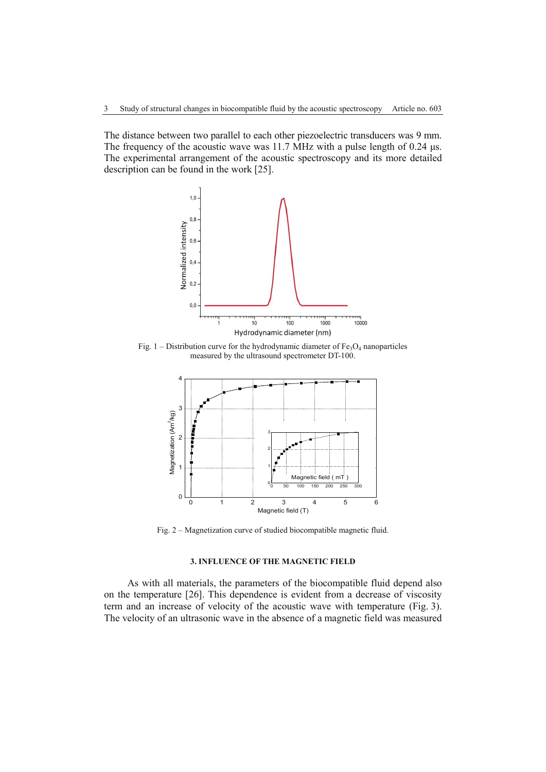The distance between two parallel to each other piezoelectric transducers was 9 mm. The frequency of the acoustic wave was 11.7 MHz with a pulse length of 0.24 μs. The experimental arrangement of the acoustic spectroscopy and its more detailed description can be found in the work [25].

Fig. 1 – Distribution curve for the hydrodynamic diameter of $Fe_3O_4$ nanoparticles measured by the ultrasound spectrometer DT-100.

Fig. 2 – Magnetization curve of studied biocompatible magnetic fluid.

### 3. INFLUENCE OF THE MAGNETIC FIELD

As with all materials, the parameters of the biocompatible fluid depend also on the temperature [26]. This dependence is evident from a decrease of viscosity term and an increase of velocity of the acoustic wave with temperature (Fig. 3). The velocity of an ultrasonic wave in the absence of a magnetic field was measured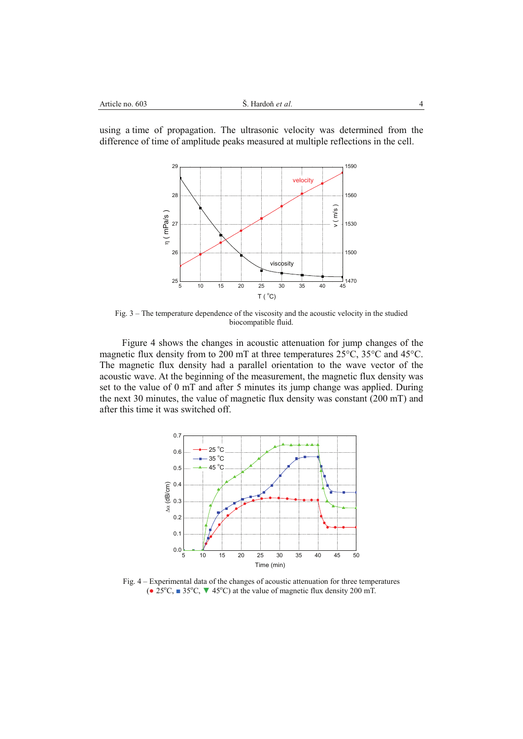using a time of propagation. The ultrasonic velocity was determined from the difference of time of amplitude peaks measured at multiple reflections in the cell.

Fig. 3 – The temperature dependence of the viscosity and the acoustic velocity in the studied biocompatible fluid.

Figure 4 shows the changes in acoustic attenuation for jump changes of the magnetic flux density from to 200 mT at three temperatures 25°C, 35°C and 45°C. The magnetic flux density had a parallel orientation to the wave vector of the acoustic wave. At the beginning of the measurement, the magnetic flux density was set to the value of 0 mT and after 5 minutes its jump change was applied. During the next 30 minutes, the value of magnetic flux density was constant (200 mT) and after this time it was switched off.

Fig. 4 – Experimental data of the changes of acoustic attenuation for three temperatures (● 25°C, ■ 35°C, ▼ 45°C) at the value of magnetic flux density 200 mT.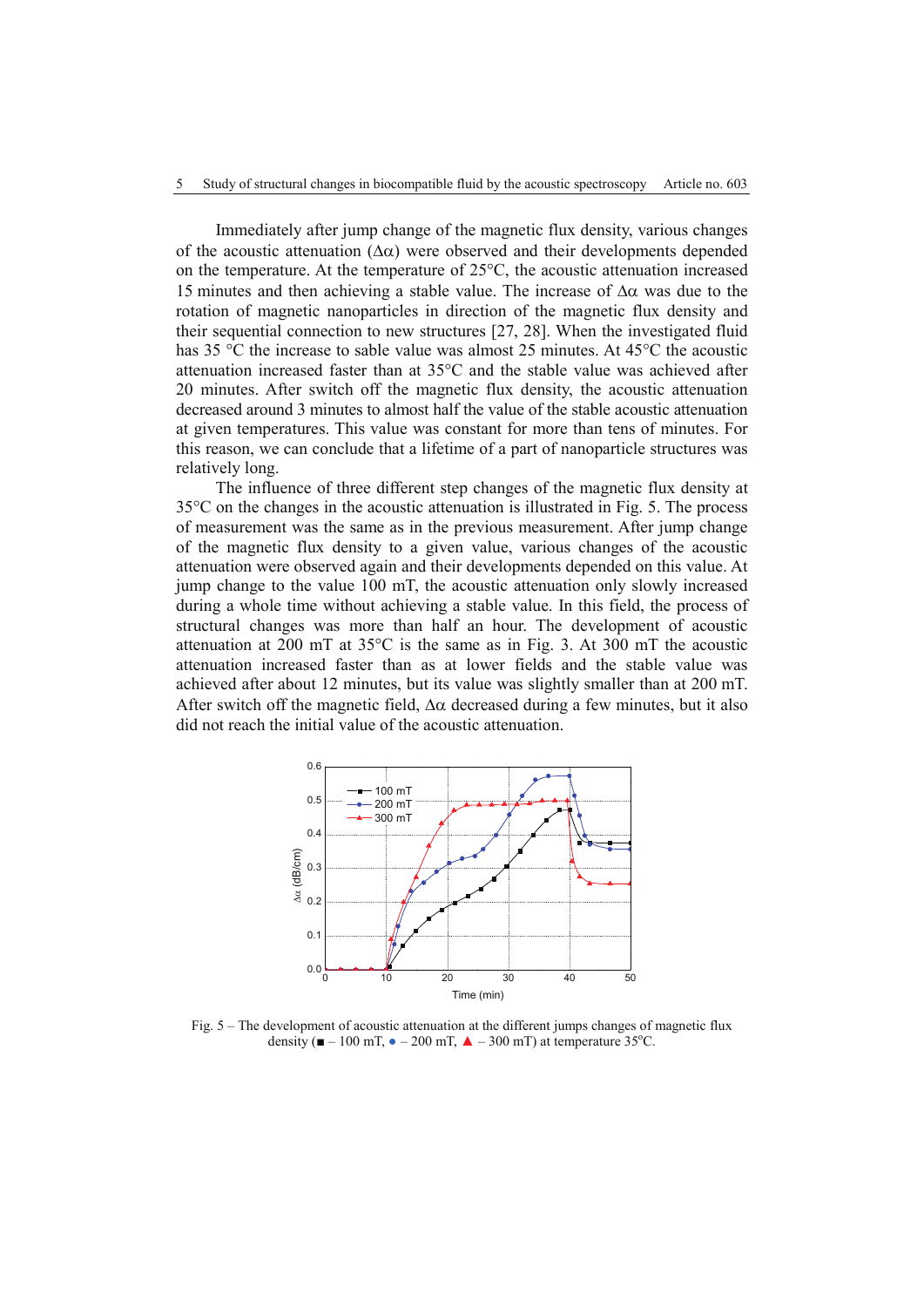Immediately after jump change of the magnetic flux density, various changes of the acoustic attenuation ($\Delta\alpha$) were observed and their developments depended on the temperature. At the temperature of 25°C, the acoustic attenuation increased 15 minutes and then achieving a stable value. The increase of $\Delta\alpha$ was due to the rotation of magnetic nanoparticles in direction of the magnetic flux density and their sequential connection to new structures [27, 28]. When the investigated fluid has 35 °C the increase to sable value was almost 25 minutes. At 45°C the acoustic attenuation increased faster than at 35°C and the stable value was achieved after 20 minutes. After switch off the magnetic flux density, the acoustic attenuation decreased around 3 minutes to almost half the value of the stable acoustic attenuation at given temperatures. This value was constant for more than tens of minutes. For this reason, we can conclude that a lifetime of a part of nanoparticle structures was relatively long.

The influence of three different step changes of the magnetic flux density at 35°C on the changes in the acoustic attenuation is illustrated in Fig. 5. The process of measurement was the same as in the previous measurement. After jump change of the magnetic flux density to a given value, various changes of the acoustic attenuation were observed again and their developments depended on this value. At jump change to the value 100 mT, the acoustic attenuation only slowly increased during a whole time without achieving a stable value. In this field, the process of structural changes was more than half an hour. The development of acoustic attenuation at 200 mT at 35°C is the same as in Fig. 3. At 300 mT the acoustic attenuation increased faster than as at lower fields and the stable value was achieved after about 12 minutes, but its value was slightly smaller than at 200 mT. After switch off the magnetic field, $\Delta\alpha$ decreased during a few minutes, but it also did not reach the initial value of the acoustic attenuation.

Fig. 5 – The development of acoustic attenuation at the different jumps changes of magnetic flux density (■ – 100 mT, ● – 200 mT, ▲ – 300 mT) at temperature 35°C.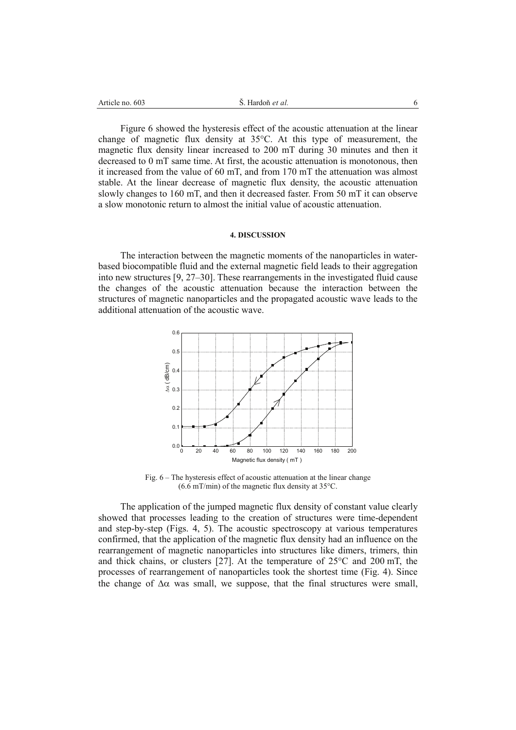Figure 6 showed the hysteresis effect of the acoustic attenuation at the linear change of magnetic flux density at 35°C. At this type of measurement, the magnetic flux density linear increased to 200 mT during 30 minutes and then it decreased to 0 mT same time. At first, the acoustic attenuation is monotonous, then it increased from the value of 60 mT, and from 170 mT the attenuation was almost stable. At the linear decrease of magnetic flux density, the acoustic attenuation slowly changes to 160 mT, and then it decreased faster. From 50 mT it can observe a slow monotonic return to almost the initial value of acoustic attenuation.

#### 4. DISCUSSION

The interaction between the magnetic moments of the nanoparticles in water-based biocompatible fluid and the external magnetic field leads to their aggregation into new structures [9, 27–30]. These rearrangements in the investigated fluid cause the changes of the acoustic attenuation because the interaction between the structures of magnetic nanoparticles and the propagated acoustic wave leads to the additional attenuation of the acoustic wave.

Fig. 6 – The hysteresis effect of acoustic attenuation at the linear change (6.6 mT/min) of the magnetic flux density at 35°C.

The application of the jumped magnetic flux density of constant value clearly showed that processes leading to the creation of structures were time-dependent and step-by-step (Figs. 4, 5). The acoustic spectroscopy at various temperatures confirmed, that the application of the magnetic flux density had an influence on the rearrangement of magnetic nanoparticles into structures like dimers, trimers, thin and thick chains, or clusters [27]. At the temperature of 25°C and 200 mT, the processes of rearrangement of nanoparticles took the shortest time (Fig. 4). Since the change of $\Delta\alpha$ was small, we suppose, that the final structures were small,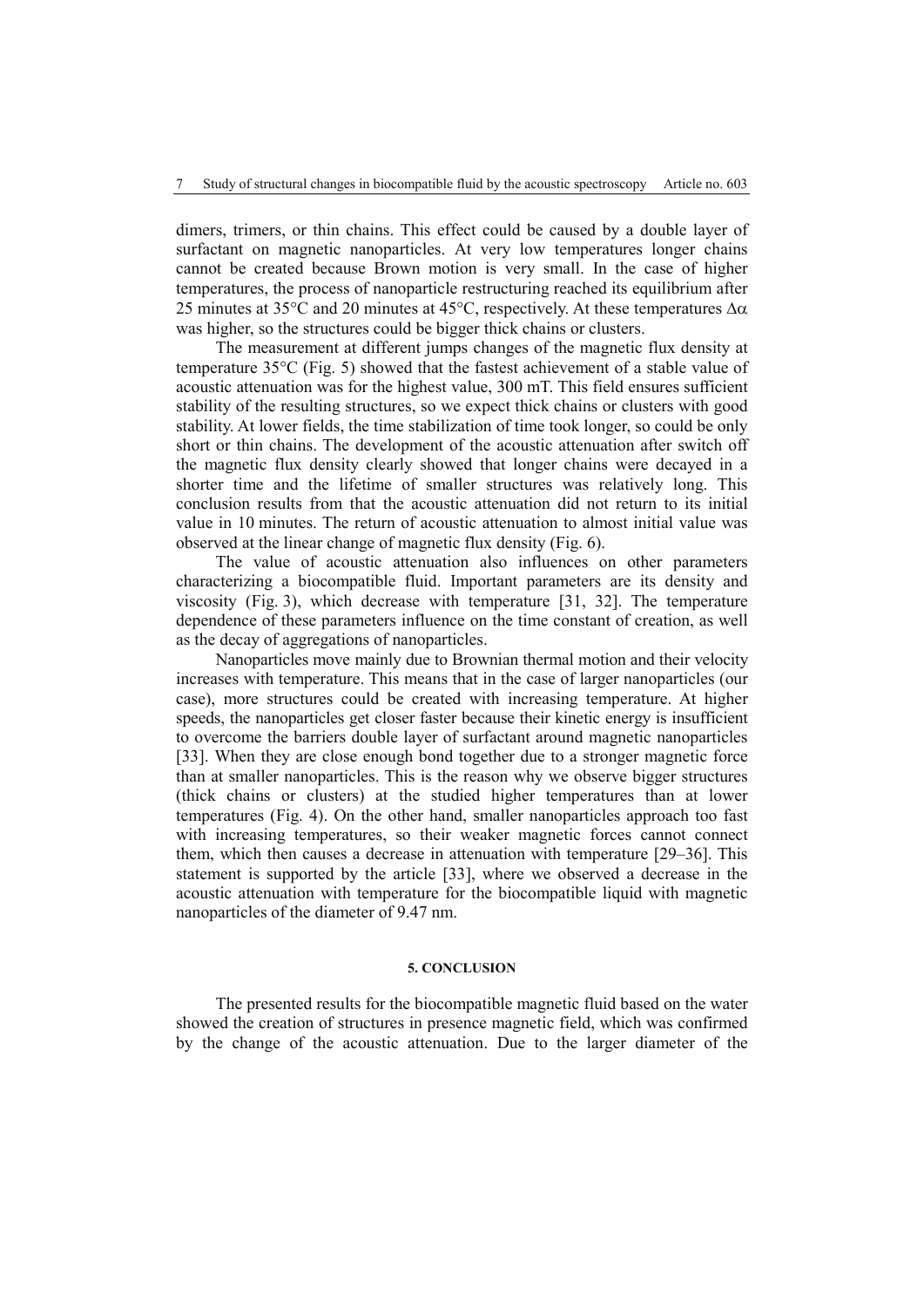dimers, trimers, or thin chains. This effect could be caused by a double layer of surfactant on magnetic nanoparticles. At very low temperatures longer chains cannot be created because Brown motion is very small. In the case of higher temperatures, the process of nanoparticle restructuring reached its equilibrium after 25 minutes at 35°C and 20 minutes at 45°C, respectively. At these temperatures $\Delta\alpha$ was higher, so the structures could be bigger thick chains or clusters.

The measurement at different jumps changes of the magnetic flux density at temperature 35°C (Fig. 5) showed that the fastest achievement of a stable value of acoustic attenuation was for the highest value, 300 mT. This field ensures sufficient stability of the resulting structures, so we expect thick chains or clusters with good stability. At lower fields, the time stabilization of time took longer, so could be only short or thin chains. The development of the acoustic attenuation after switch off the magnetic flux density clearly showed that longer chains were decayed in a shorter time and the lifetime of smaller structures was relatively long. This conclusion results from that the acoustic attenuation did not return to its initial value in 10 minutes. The return of acoustic attenuation to almost initial value was observed at the linear change of magnetic flux density (Fig. 6).

The value of acoustic attenuation also influences on other parameters characterizing a biocompatible fluid. Important parameters are its density and viscosity (Fig. 3), which decrease with temperature [31, 32]. The temperature dependence of these parameters influence on the time constant of creation, as well as the decay of aggregations of nanoparticles.

Nanoparticles move mainly due to Brownian thermal motion and their velocity increases with temperature. This means that in the case of larger nanoparticles (our case), more structures could be created with increasing temperature. At higher speeds, the nanoparticles get closer faster because their kinetic energy is insufficient to overcome the barriers double layer of surfactant around magnetic nanoparticles [33]. When they are close enough bond together due to a stronger magnetic force than at smaller nanoparticles. This is the reason why we observe bigger structures (thick chains or clusters) at the studied higher temperatures than at lower temperatures (Fig. 4). On the other hand, smaller nanoparticles approach too fast with increasing temperatures, so their weaker magnetic forces cannot connect them, which then causes a decrease in attenuation with temperature [29–36]. This statement is supported by the article [33], where we observed a decrease in the acoustic attenuation with temperature for the biocompatible liquid with magnetic nanoparticles of the diameter of 9.47 nm.

## 5. CONCLUSION

The presented results for the biocompatible magnetic fluid based on the water showed the creation of structures in presence magnetic field, which was confirmed by the change of the acoustic attenuation. Due to the larger diameter of the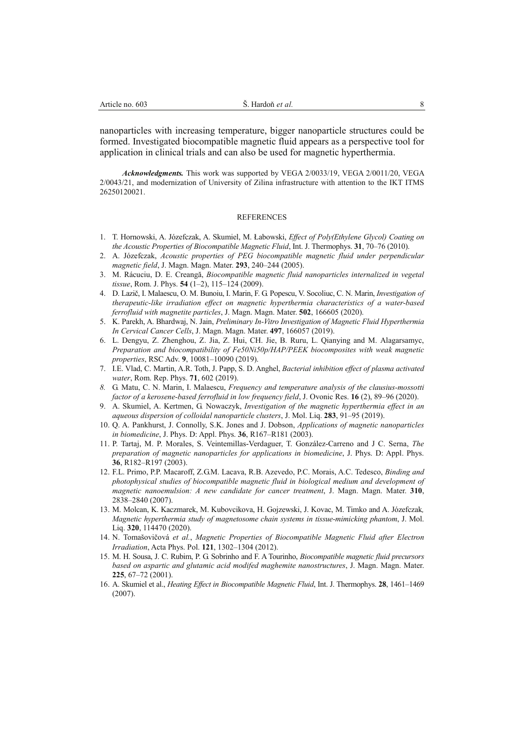nanoparticles with increasing temperature, bigger nanoparticle structures could be formed. Investigated biocompatible magnetic fluid appears as a perspective tool for application in clinical trials and can also be used for magnetic hyperthermia.

***Acknowledgments.*** This work was supported by VEGA 2/0033/19, VEGA 2/0011/20, VEGA 2/0043/21, and modernization of University of Zilina infrastructure with attention to the IKT ITMS 26250120021.

## REFERENCES

1. T. Hornowski, A. Józefczak, A. Skumiel, M. Łabowski, *Effect of Poly(Ethylene Glycol) Coating on the Acoustic Properties of Biocompatible Magnetic Fluid*, Int. J. Thermophys. **31**, 70–76 (2010).
2. A. Józefczak, *Acoustic properties of PEG biocompatible magnetic fluid under perpendicular magnetic field*, J. Magn. Magn. Mater. **293**, 240–244 (2005).
3. M. Răcuciu, D. E. Creangă, *Biocompatible magnetic fluid nanoparticles internalized in vegetal tissue*, Rom. J. Phys. **54** (1–2), 115–124 (2009).
4. D. Lazič, I. Malaescu, O. M. Bunoiu, I. Marin, F. G. Popescu, V. Socoliuc, C. N. Marin, *Investigation of therapeutic-like irradiation effect on magnetic hyperthermia characteristics of a water-based ferrofluid with magnetite particles*, J. Magn. Magn. Mater. **502**, 166605 (2020).
5. K. Parekh, A. Bhardwaj, N. Jain, *Preliminary In-Vitro Investigation of Magnetic Fluid Hyperthermia In Cervical Cancer Cells*, J. Magn. Magn. Mater. **497**, 166057 (2019).
6. L. Dengyu, Z. Zhenghou, Z. Jia, Z. Hui, CH. Jie, B. Ruru, L. Qianying and M. Alagarsamyc, *Preparation and biocompatibility of Fe50Ni50p/HAP/PEEK biocomposites with weak magnetic properties*, RSC Adv. **9**, 10081–10090 (2019).
7. I.E. Vlad, C. Martin, A.R. Toth, J. Papp, S. D. Anghel, *Bacterial inhibition effect of plasma activated water*, Rom. Rep. Phys. **71**, 602 (2019).
8. G. Matu, C. N. Marin, I. Malaescu, *Frequency and temperature analysis of the clausius-mossotti factor of a kerosene-based ferrofluid in low frequency field*, J. Ovonic Res. **16** (2), 89–96 (2020).
9. A. Skumiel, A. Kertmen, G. Nowaczyk, *Investigation of the magnetic hyperthermia effect in an aqueous dispersion of colloidal nanoparticle clusters*, J. Mol. Liq. **283**, 91–95 (2019).
10. Q. A. Pankhurst, J. Connolly, S.K. Jones and J. Dobson, *Applications of magnetic nanoparticles in biomedicine*, J. Phys. D: Appl. Phys. **36**, R167–R181 (2003).
11. P. Tartaj, M. P. Morales, S. Veintemillas-Verdaguer, T. González-Carreno and J C. Serna, *The preparation of magnetic nanoparticles for applications in biomedicine*, J. Phys. D: Appl. Phys. **36**, R182–R197 (2003).
12. F.L. Primo, P.P. Macaroff, Z.G.M. Lacava, R.B. Azevedo, P.C. Morais, A.C. Tedesco, *Binding and photophysical studies of biocompatible magnetic fluid in biological medium and development of magnetic nanoemulsion: A new candidate for cancer treatment*, J. Magn. Magn. Mater. **310**, 2838–2840 (2007).
13. M. Molcan, K. Kaczmarek, M. Kubovcikova, H. Gojzewski, J. Kovac, M. Timko and A. Józefczak*, Magnetic hyperthermia study of magnetosome chain systems in tissue-mimicking phantom*, J. Mol. Liq. **320**, 114470 (2020).
14. N. Tomašovičová *et al.*, *Magnetic Properties of Biocompatible Magnetic Fluid after Electron Irradiation*, Acta Phys. Pol. **121**, 1302–1304 (2012).
15. M. H. Sousa, J. C. Rubim, P. G. Sobrinho and F. A Tourinho, *Biocompatible magnetic fluid precursors based on aspartic and glutamic acid modifed maghemite nanostructures*, J. Magn. Magn. Mater. **225**, 67–72 (2001).
16. A. Skumiel et al., *Heating Effect in Biocompatible Magnetic Fluid*, Int. J. Thermophys. **28**, 1461–1469 (2007).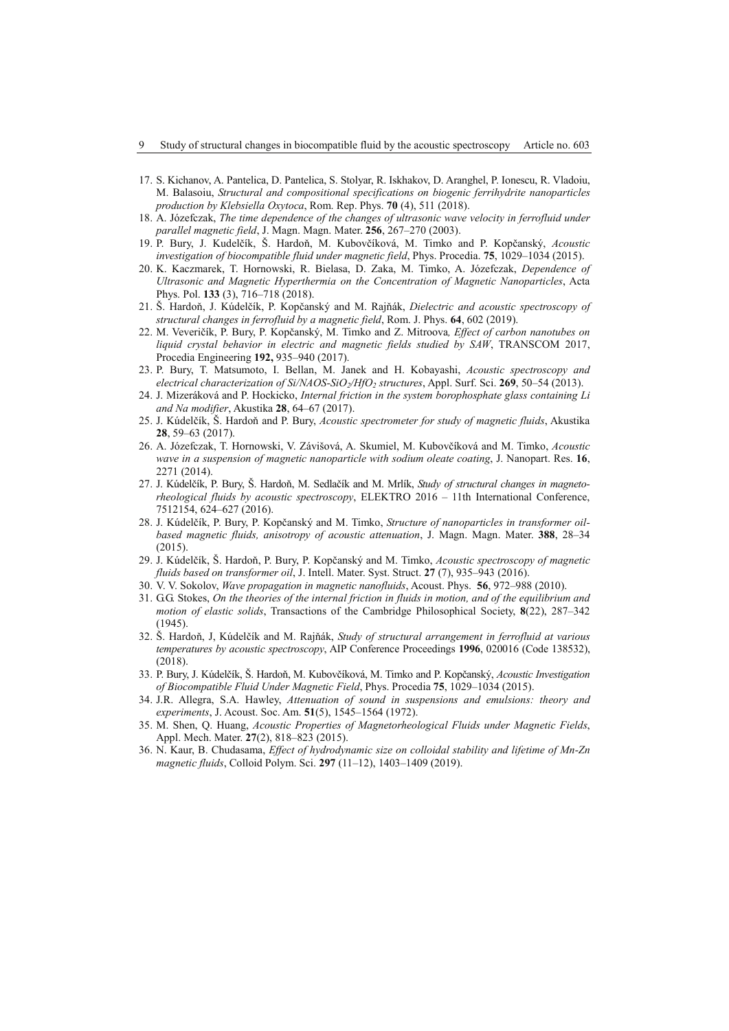17. S. Kichanov, A. Pantelica, D. Pantelica, S. Stolyar, R. Iskhakov, D. Aranghel, P. Ionescu, R. Vladoiu, M. Balasoiu, *Structural and compositional specifications on biogenic ferrihydrite nanoparticles production by Klebsiella Oxytoca*, Rom. Rep. Phys. **70** (4), 511 (2018).
18. A. Józefczak, *The time dependence of the changes of ultrasonic wave velocity in ferrofluid under parallel magnetic field*, J. Magn. Magn. Mater. **256**, 267–270 (2003).
19. P. Bury, J. Kudelčík, Š. Hardoň, M. Kubovčíková, M. Timko and P. Kopčanský, *Acoustic investigation of biocompatible fluid under magnetic field*, Phys. Procedia. **75**, 1029–1034 (2015).
20. K. Kaczmarek, T. Hornowski, R. Bielasa, D. Zaka, M. Timko, A. Józefczak, *Dependence of Ultrasonic and Magnetic Hyperthermia on the Concentration of Magnetic Nanoparticles*, Acta Phys. Pol. **133** (3), 716–718 (2018).
21. Š. Hardoň, J. Kúdelčík, P. Kopčanský and M. Rajňák, *Dielectric and acoustic spectroscopy of structural changes in ferrofluid by a magnetic field*, Rom. J. Phys. **64**, 602 (2019).
22. M. Veveričík, P. Bury, P. Kopčanský, M. Timko and Z. Mitroova*, Effect of carbon nanotubes on liquid crystal behavior in electric and magnetic fields studied by SAW*, TRANSCOM 2017, Procedia Engineering **192,** 935–940 (2017).
23. P. Bury, T. Matsumoto, I. Bellan, M. Janek and H. Kobayashi, *Acoustic spectroscopy and electrical characterization of Si/NAOS-SiO$_2$/HfO$_2$ structures*, Appl. Surf. Sci. **269**, 50–54 (2013).
24. J. Mizeráková and P. Hockicko, *Internal friction in the system borophosphate glass containing Li and Na modifier*, Akustika **28**, 64–67 (2017).
25. J. Kúdelčík, Š. Hardoň and P. Bury, *Acoustic spectrometer for study of magnetic fluids*, Akustika **28**, 59–63 (2017).
26. A. Józefczak, T. Hornowski, V. Závišová, A. Skumiel, M. Kubovčíková and M. Timko, *Acoustic wave in a suspension of magnetic nanoparticle with sodium oleate coating*, J. Nanopart. Res. **16**, 2271 (2014).
27. J. Kúdelčík, P. Bury, Š. Hardoň, M. Sedlačík and M. Mrlík, *Study of structural changes in magneto-rheological fluids by acoustic spectroscopy*, ELEKTRO 2016 – 11th International Conference, 7512154, 624–627 (2016).
28. J. Kúdelčík, P. Bury, P. Kopčanský and M. Timko, *Structure of nanoparticles in transformer oil-based magnetic fluids, anisotropy of acoustic attenuation*, J. Magn. Magn. Mater. **388**, 28–34 (2015).
29. J. Kúdelčík, Š. Hardoň, P. Bury, P. Kopčanský and M. Timko, *Acoustic spectroscopy of magnetic fluids based on transformer oil*, J. Intell. Mater. Syst. Struct. **27** (7), 935–943 (2016).
30. V. V. Sokolov, *Wave propagation in magnetic nanofluids*, Acoust. Phys. **56**, 972–988 (2010).
31. G.G. Stokes, *On the theories of the internal friction in fluids in motion, and of the equilibrium and motion of elastic solids*, Transactions of the Cambridge Philosophical Society, **8**(22), 287–342 (1945).
32. Š. Hardoň, J, Kúdelčík and M. Rajňák, *Study of structural arrangement in ferrofluid at various temperatures by acoustic spectroscopy*, AIP Conference Proceedings **1996**, 020016 (Code 138532), (2018).
33. P. Bury, J. Kúdelčík, Š. Hardoň, M. Kubovčíková, M. Timko and P. Kopčanský, *Acoustic Investigation of Biocompatible Fluid Under Magnetic Field*, Phys. Procedia **75**, 1029–1034 (2015).
34. J.R. Allegra, S.A. Hawley, *Attenuation of sound in suspensions and emulsions: theory and experiments*, J. Acoust. Soc. Am. **51**(5), 1545–1564 (1972).
35. M. Shen, Q. Huang, *Acoustic Properties of Magnetorheological Fluids under Magnetic Fields*, Appl. Mech. Mater. **27**(2), 818–823 (2015).
36. N. Kaur, B. Chudasama, *Effect of hydrodynamic size on colloidal stability and lifetime of Mn-Zn magnetic fluids*, Colloid Polym. Sci. **297** (11–12), 1403–1409 (2019).